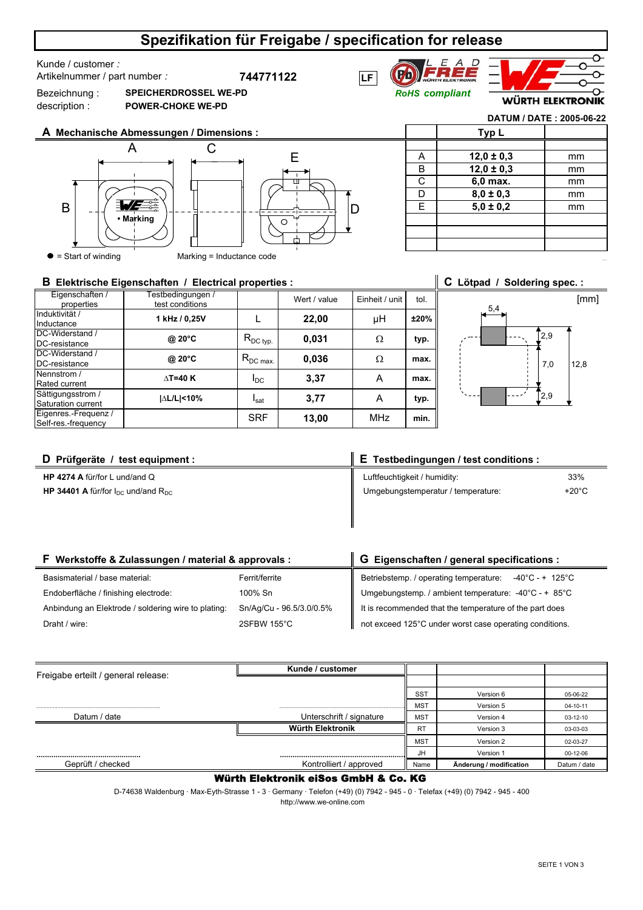# Spezifikation für Freigabe / specification for release

Kunde / customer :

Artikelnummer / part number : **744771122** LF

Bezeichnung : **SPEICHERDROSSEL WE-PD**

description : **POWER-CHOKE WE-PD**

LEAD FREE — RoHS compliant

WÜRTH ELEKTRONIK

**DATUM / DATE : 2005-06-22**

## A Mechanische Abmessungen / Dimensions :

A C E B D

• Marking

● = Start of winding Marking = Inductance code

| | Typ L | |
|---|---|---|
| A | **12,0 ± 0,3** | mm |
| B | **12,0 ± 0,3** | mm |
| C | **6,0 max.** | mm |
| D | **8,0 ± 0,3** | mm |
| E | **5,0 ± 0,2** | mm |

## B Elektrische Eigenschaften / Electrical properties :

| Eigenschaften / properties | Testbedingungen / test conditions | | Wert / value | Einheit / unit | tol. |
|---|---|---|---|---|---|
| Induktivität / Inductance | **1 kHz / 0,25V** | L | **22,00** | µH | **±20%** |
| DC-Widerstand / DC-resistance | **@ 20°C** | $R_{DC\ typ.}$ | **0,031** | Ω | **typ.** |
| DC-Widerstand / DC-resistance | **@ 20°C** | $R_{DC\ max.}$ | **0,036** | Ω | **max.** |
| Nennstrom / Rated current | **ΔT=40 K** | $I_{DC}$ | **3,37** | A | **max.** |
| Sättigungsstrom / Saturation current | **\|ΔL/L\|<10%** | $I_{sat}$ | **3,77** | A | **typ.** |
| Eigenres.-Frequenz / Self-res.-frequency | | SRF | **13,00** | MHz | **min.** |

## C Lötpad / Soldering spec. :

[mm]

5,4 2,9 7,0 12,8 2,9

## D Prüfgeräte / test equipment :

**HP 4274 A** für/for L und/and Q

**HP 34401 A** für/for $I_{DC}$ und/and $R_{DC}$

## E Testbedingungen / test conditions :

| | |
|---|---|
| Luftfeuchtigkeit / humidity: | 33% |
| Umgebungstemperatur / temperature: | +20°C |

## F Werkstoffe & Zulassungen / material & approvals :

| | |
|---|---|
| Basismaterial / base material: | Ferrit/ferrite |
| Endoberfläche / finishing electrode: | 100% Sn |
| Anbindung an Elektrode / soldering wire to plating: | Sn/Ag/Cu - 96.5/3.0/0.5% |
| Draht / wire: | 2SFBW 155°C |

## G Eigenschaften / general specifications :

Betriebstemp. / operating temperature: -40°C - + 125°C

Umgebungstemp. / ambient temperature: -40°C - + 85°C

It is recommended that the temperature of the part does not exceed 125°C under worst case operating conditions.

Freigabe erteilt / general release:

**Kunde / customer**

Datum / date — Unterschrift / signature

**Würth Elektronik**

Geprüft / checked — Kontrolliert / approved

| Name | Änderung / modification | Datum / date |
|---|---|---|
| SST | Version 6 | 05-06-22 |
| MST | Version 5 | 04-10-11 |
| MST | Version 4 | 03-12-10 |
| RT | Version 3 | 03-03-03 |
| MST | Version 2 | 02-03-27 |
| JH | Version 1 | 00-12-06 |

**Würth Elektronik eiSos GmbH & Co. KG**

D-74638 Waldenburg · Max-Eyth-Strasse 1 - 3 · Germany · Telefon (+49) (0) 7942 - 945 - 0 · Telefax (+49) (0) 7942 - 945 - 400

http://www.we-online.com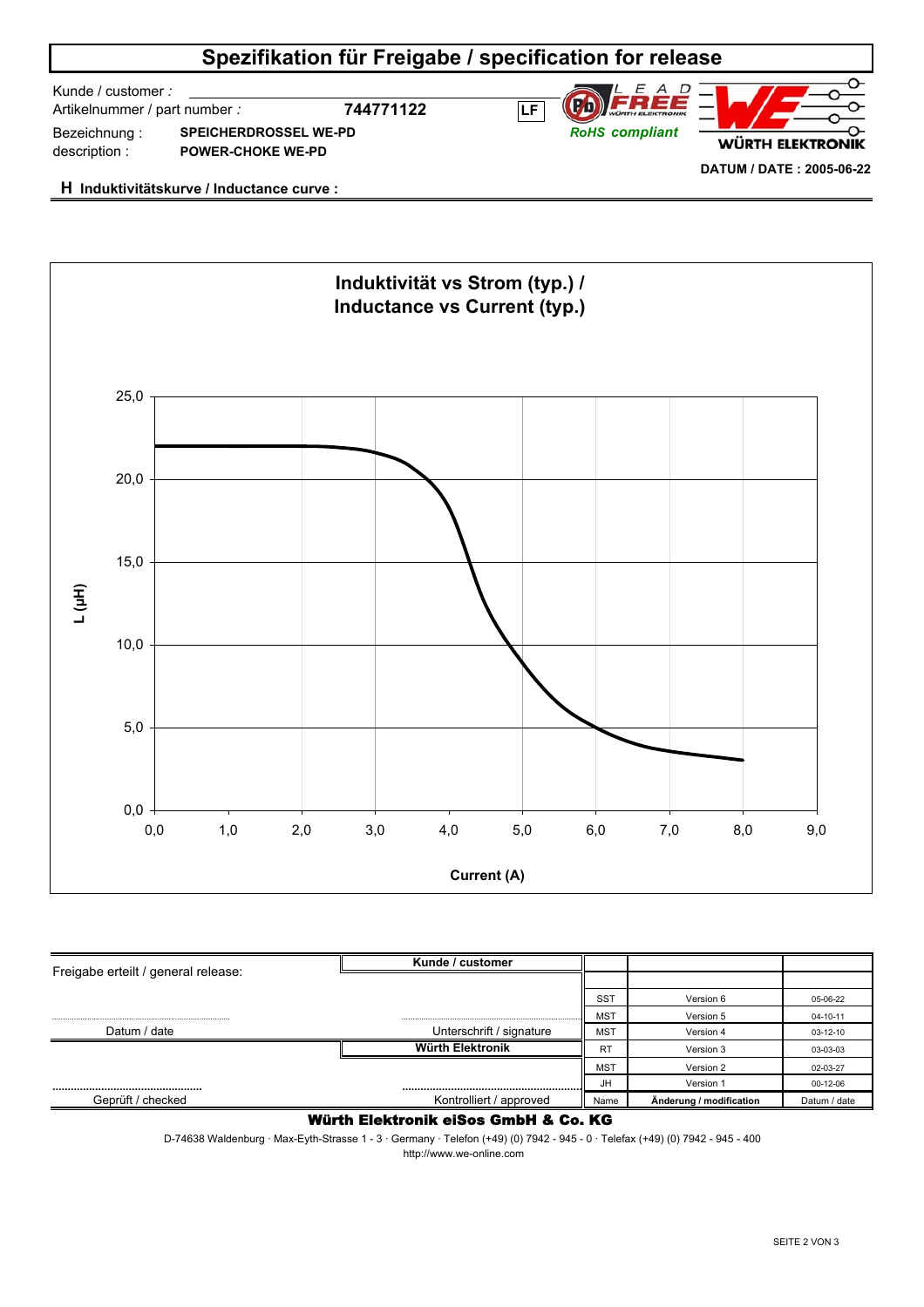# Spezifikation für Freigabe / specification for release

Kunde / customer :

Artikelnummer / part number : **744771122** LF

Bezeichnung : **SPEICHERDROSSEL WE-PD**

description : **POWER-CHOKE WE-PD**

RoHS compliant

WÜRTH ELEKTRONIK

**DATUM / DATE : 2005-06-22**

**H Induktivitätskurve / Inductance curve :**

**Induktivität vs Strom (typ.) / Inductance vs Current (typ.)**

L (µH)

25,0
20,0
15,0
10,0
5,0
0,0

0,0 1,0 2,0 3,0 4,0 5,0 6,0 7,0 8,0 9,0

Current (A)

| Freigabe erteilt / general release: | Kunde / customer | | | |
|---|---|---|---|---|
| | | SST | Version 6 | 05-06-22 |
| | | MST | Version 5 | 04-10-11 |
| Datum / date | Unterschrift / signature | MST | Version 4 | 03-12-10 |
| | Würth Elektronik | RT | Version 3 | 03-03-03 |
| | | MST | Version 2 | 02-03-27 |
| | | JH | Version 1 | 00-12-06 |
| Geprüft / checked | Kontrolliert / approved | Name | Änderung / modification | Datum / date |

**Würth Elektronik eiSos GmbH & Co. KG**

D-74638 Waldenburg · Max-Eyth-Strasse 1 - 3 · Germany · Telefon (+49) (0) 7942 - 945 - 0 · Telefax (+49) (0) 7942 - 945 - 400

http://www.we-online.com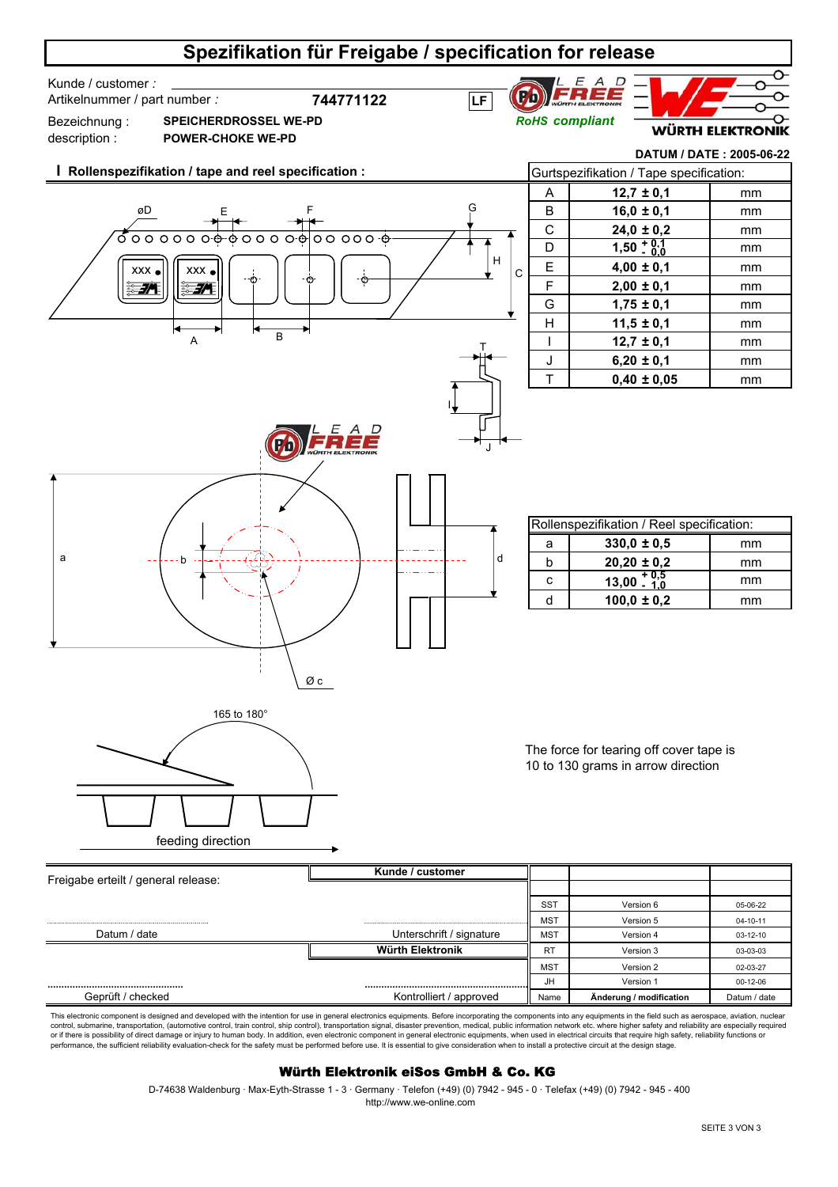# Spezifikation für Freigabe / specification for release

Kunde / customer :

Artikelnummer / part number : **744771122** LF

Bezeichnung : **SPEICHERDROSSEL WE-PD**

description : **POWER-CHOKE WE-PD**

RoHS compliant

WÜRTH ELEKTRONIK

**DATUM / DATE : 2005-06-22**

## I Rollenspezifikation / tape and reel specification :

| Gurtspezifikation / Tape specification: | | |
|---|---|---|
| A | **12,7 ± 0,1** | mm |
| B | **16,0 ± 0,1** | mm |
| C | **24,0 ± 0,2** | mm |
| D | **1,50 + 0,1 / - 0,0** | mm |
| E | **4,00 ± 0,1** | mm |
| F | **2,00 ± 0,1** | mm |
| G | **1,75 ± 0,1** | mm |
| H | **11,5 ± 0,1** | mm |
| I | **12,7 ± 0,1** | mm |
| J | **6,20 ± 0,1** | mm |
| T | **0,40 ± 0,05** | mm |

| Rollenspezifikation / Reel specification: | | |
|---|---|---|
| a | **330,0 ± 0,5** | mm |
| b | **20,20 ± 0,2** | mm |
| c | **13,00 + 0,5 / - 1,0** | mm |
| d | **100,0 ± 0,2** | mm |

165 to 180°

feeding direction

The force for tearing off cover tape is 10 to 130 grams in arrow direction

| Freigabe erteilt / general release: | Kunde / customer | | | |
|---|---|---|---|---|
| | | SST | Version 6 | 05-06-22 |
| | | MST | Version 5 | 04-10-11 |
| Datum / date | Unterschrift / signature | MST | Version 4 | 03-12-10 |
| | Würth Elektronik | RT | Version 3 | 03-03-03 |
| | | MST | Version 2 | 02-03-27 |
| | | JH | Version 1 | 00-12-06 |
| Geprüft / checked | Kontrolliert / approved | Name | Änderung / modification | Datum / date |

This electronic component is designed and developed with the intention for use in general electronics equipments. Before incorporating the components into any equipments in the field such as aerospace, aviation, nuclear control, submarine, transportation, (automotive control, train control, ship control), transportation signal, disaster prevention, medical, public information network etc. where higher safety and reliability are especially required or if there is possibility of direct damage or injury to human body. In addition, even electronic component in general electronic equipments, when used in electrical circuits that require high safety, reliability functions or performance, the sufficient reliability evaluation-check for the safety must be performed before use. It is essential to give consideration when to install a protective circuit at the design stage.

**Würth Elektronik eiSos GmbH & Co. KG**

D-74638 Waldenburg · Max-Eyth-Strasse 1 - 3 · Germany · Telefon (+49) (0) 7942 - 945 - 0 · Telefax (+49) (0) 7942 - 945 - 400

http://www.we-online.com